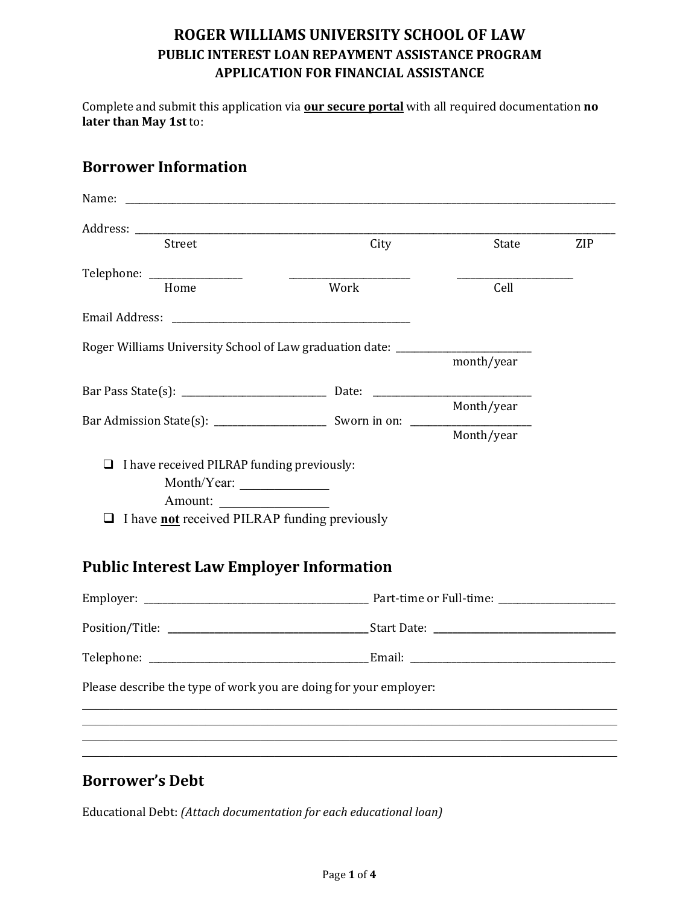# ROGER WILLIAMS UNIVERSITY SCHOOL OF LAW
## PUBLIC INTEREST LOAN REPAYMENT ASSISTANCE PROGRAM
## APPLICATION FOR FINANCIAL ASSISTANCE

Complete and submit this application via **our secure portal** with all required documentation **no later than May 1st** to:

## Borrower Information

Name: ______________________________________________

Address: ______________________________________________
Street City State ZIP

Telephone: ______________ ______________ ______________
Home Work Cell

Email Address: ______________________________

Roger Williams University School of Law graduation date: ______________
month/year

Bar Pass State(s): ______________ Date: ______________
Month/year

Bar Admission State(s): ______________ Sworn in on: ______________
Month/year

- ☐ I have received PILRAP funding previously:
  - Month/Year: ______________
  - Amount: ______________
- ☐ I have **not** received PILRAP funding previously

## Public Interest Law Employer Information

Employer: ______________________ Part-time or Full-time: ______________

Position/Title: ______________________ Start Date: ______________

Telephone: ______________________ Email: ______________________

Please describe the type of work you are doing for your employer:

______________________________________________

______________________________________________

______________________________________________

______________________________________________

## Borrower's Debt

Educational Debt: *(Attach documentation for each educational loan)*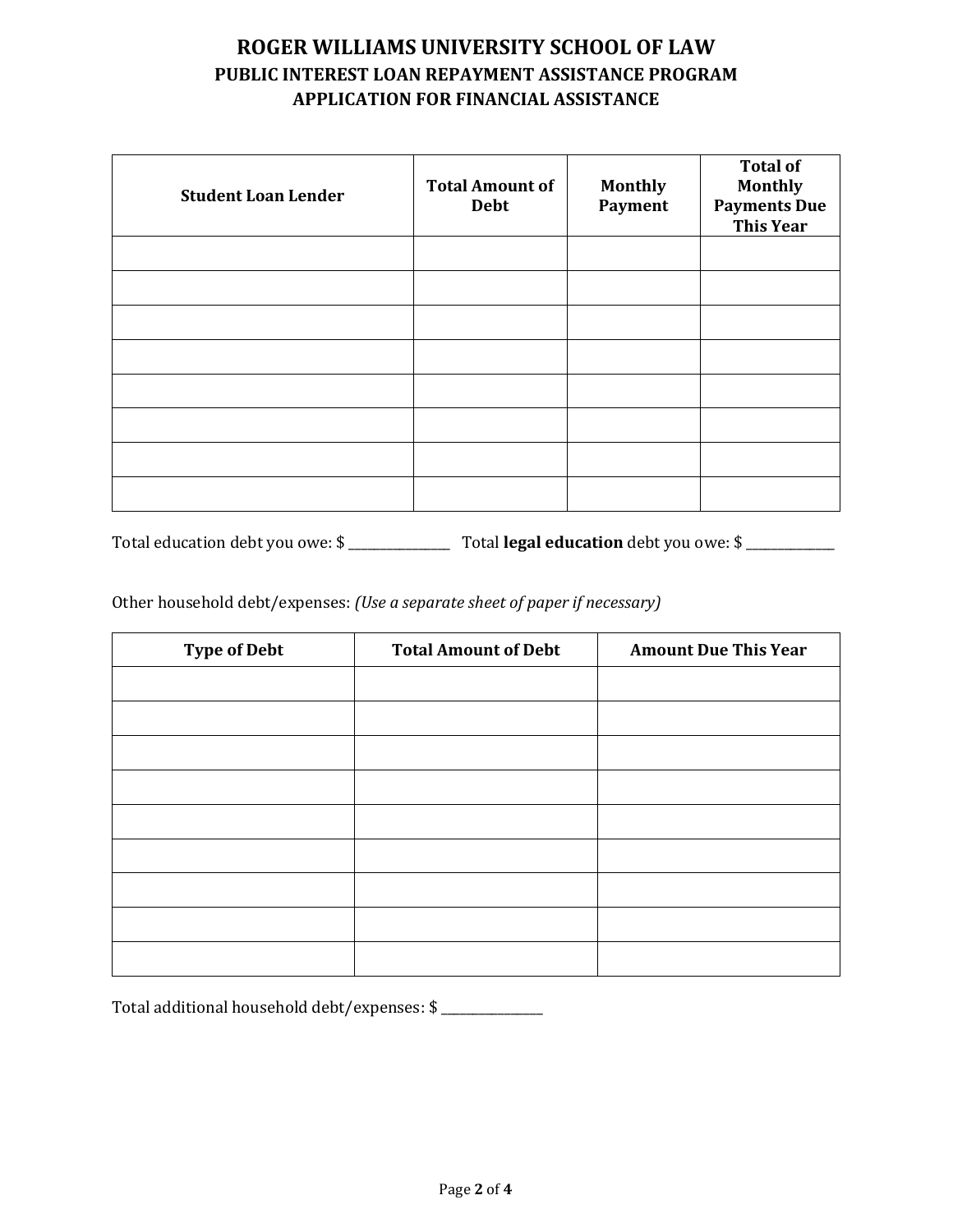# ROGER WILLIAMS UNIVERSITY SCHOOL OF LAW
## PUBLIC INTEREST LOAN REPAYMENT ASSISTANCE PROGRAM
## APPLICATION FOR FINANCIAL ASSISTANCE

| Student Loan Lender | Total Amount of Debt | Monthly Payment | Total of Monthly Payments Due This Year |
|---|---|---|---|
| | | | |
| | | | |
| | | | |
| | | | |
| | | | |
| | | | |
| | | | |
| | | | |

Total education debt you owe: $ _______________ Total **legal education** debt you owe: $ _____________

Other household debt/expenses: *(Use a separate sheet of paper if necessary)*

| Type of Debt | Total Amount of Debt | Amount Due This Year |
|---|---|---|
| | | |
| | | |
| | | |
| | | |
| | | |
| | | |
| | | |
| | | |
| | | |

Total additional household debt/expenses: $ _______________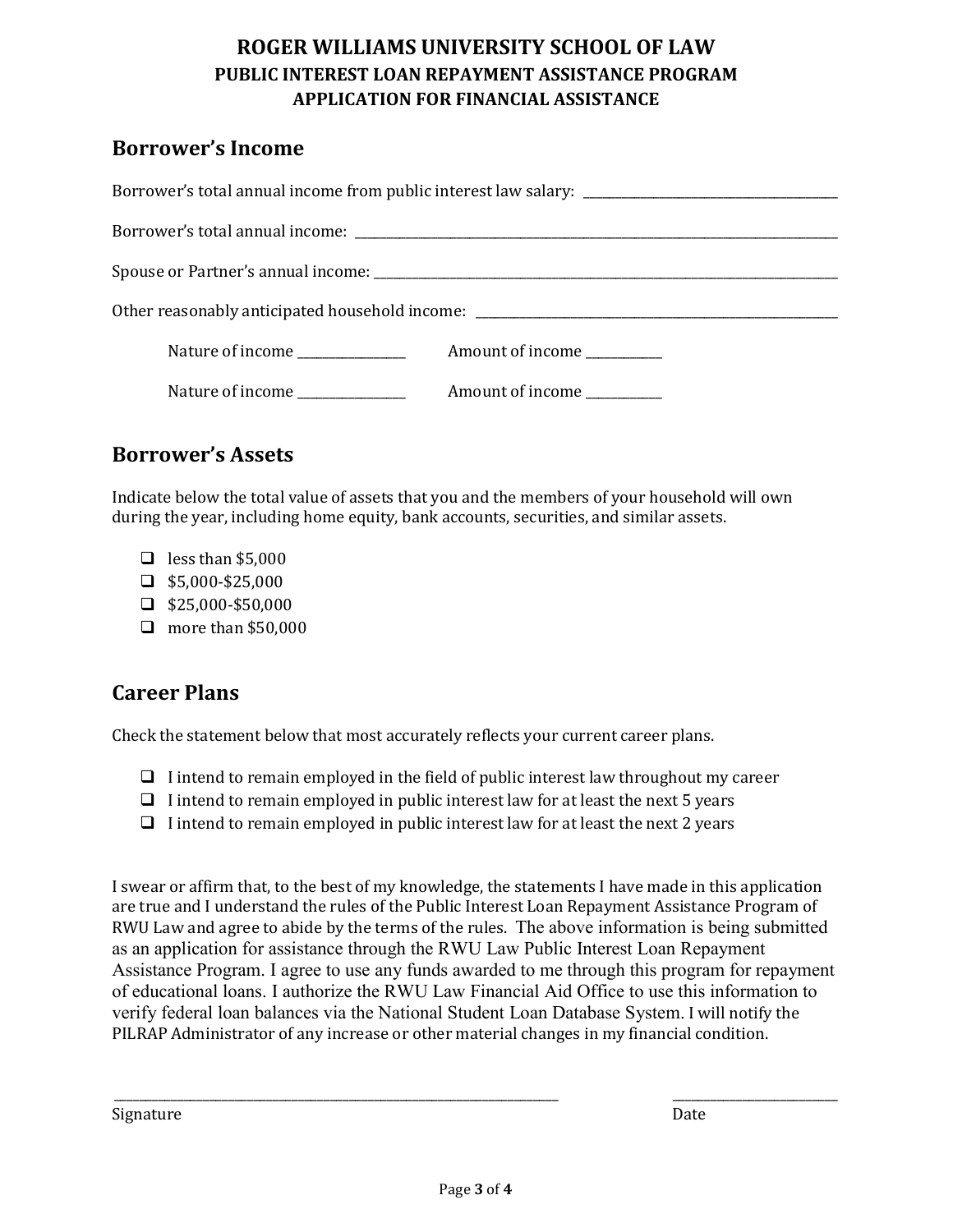# ROGER WILLIAMS UNIVERSITY SCHOOL OF LAW

**PUBLIC INTEREST LOAN REPAYMENT ASSISTANCE PROGRAM**

**APPLICATION FOR FINANCIAL ASSISTANCE**

## Borrower's Income

Borrower's total annual income from public interest law salary: ______________________

Borrower's total annual income: ______________________

Spouse or Partner's annual income: ______________________

Other reasonably anticipated household income: ______________________

Nature of income ______________ Amount of income __________

Nature of income ______________ Amount of income __________

## Borrower's Assets

Indicate below the total value of assets that you and the members of your household will own during the year, including home equity, bank accounts, securities, and similar assets.

- ☐ less than $5,000
- ☐ $5,000-$25,000
- ☐ $25,000-$50,000
- ☐ more than $50,000

## Career Plans

Check the statement below that most accurately reflects your current career plans.

- ☐ I intend to remain employed in the field of public interest law throughout my career
- ☐ I intend to remain employed in public interest law for at least the next 5 years
- ☐ I intend to remain employed in public interest law for at least the next 2 years

I swear or affirm that, to the best of my knowledge, the statements I have made in this application are true and I understand the rules of the Public Interest Loan Repayment Assistance Program of RWU Law and agree to abide by the terms of the rules. The above information is being submitted as an application for assistance through the RWU Law Public Interest Loan Repayment Assistance Program. I agree to use any funds awarded to me through this program for repayment of educational loans. I authorize the RWU Law Financial Aid Office to use this information to verify federal loan balances via the National Student Loan Database System. I will notify the PILRAP Administrator of any increase or other material changes in my financial condition.

______________________________________ ____________________

Signature Date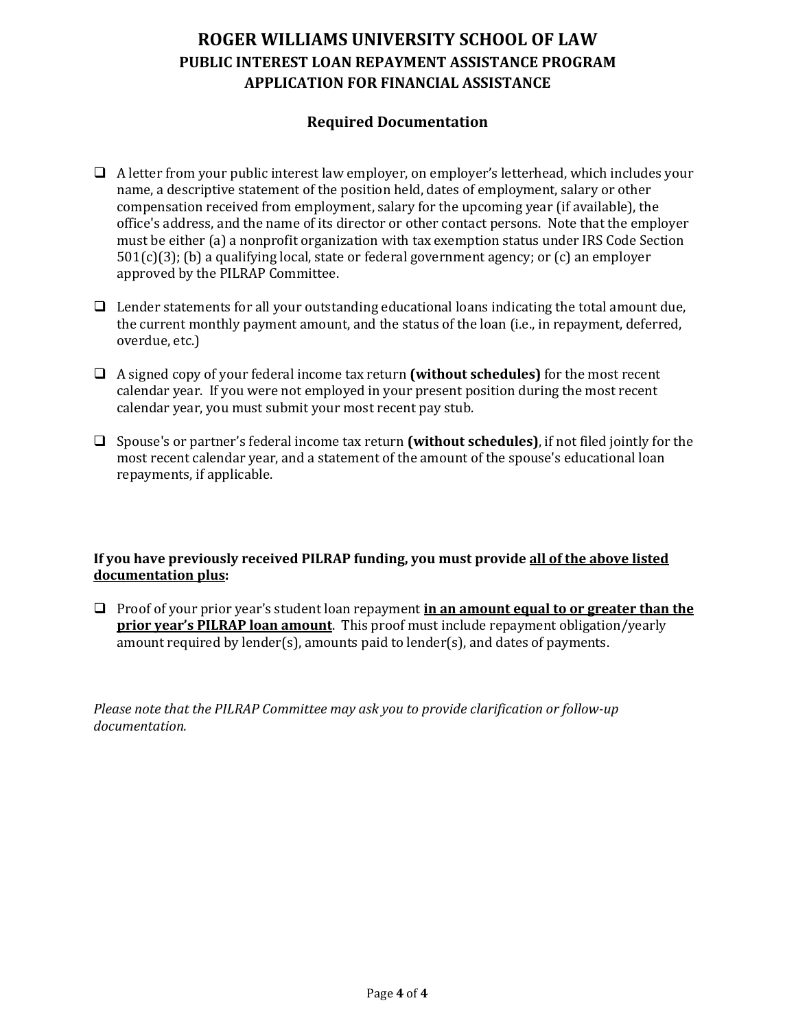# ROGER WILLIAMS UNIVERSITY SCHOOL OF LAW
## PUBLIC INTEREST LOAN REPAYMENT ASSISTANCE PROGRAM
## APPLICATION FOR FINANCIAL ASSISTANCE

### Required Documentation

- ❑ A letter from your public interest law employer, on employer's letterhead, which includes your name, a descriptive statement of the position held, dates of employment, salary or other compensation received from employment, salary for the upcoming year (if available), the office's address, and the name of its director or other contact persons. Note that the employer must be either (a) a nonprofit organization with tax exemption status under IRS Code Section 501(c)(3); (b) a qualifying local, state or federal government agency; or (c) an employer approved by the PILRAP Committee.

- ❑ Lender statements for all your outstanding educational loans indicating the total amount due, the current monthly payment amount, and the status of the loan (i.e., in repayment, deferred, overdue, etc.)

- ❑ A signed copy of your federal income tax return **(without schedules)** for the most recent calendar year. If you were not employed in your present position during the most recent calendar year, you must submit your most recent pay stub.

- ❑ Spouse's or partner's federal income tax return **(without schedules)**, if not filed jointly for the most recent calendar year, and a statement of the amount of the spouse's educational loan repayments, if applicable.

**If you have previously received PILRAP funding, you must provide <u>all of the above listed documentation plus</u>:**

- ❑ Proof of your prior year's student loan repayment **<u>in an amount equal to or greater than the prior year's PILRAP loan amount</u>**. This proof must include repayment obligation/yearly amount required by lender(s), amounts paid to lender(s), and dates of payments.

*Please note that the PILRAP Committee may ask you to provide clarification or follow-up documentation.*